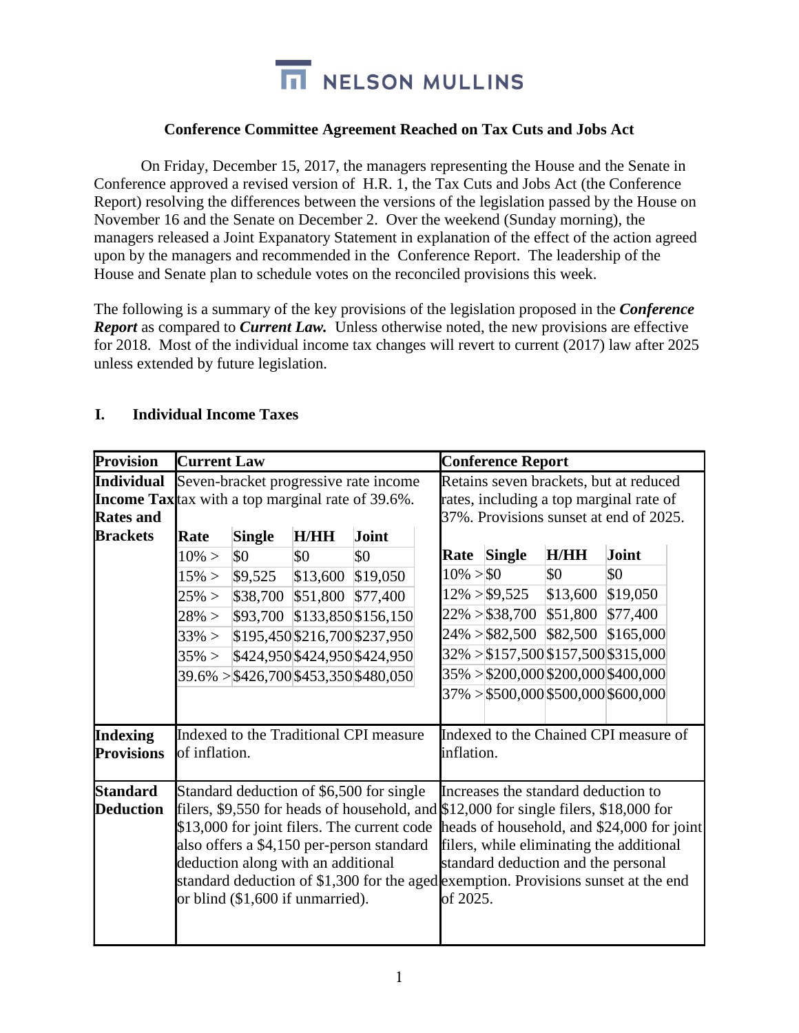NELSON MULLINS

## Conference Committee Agreement Reached on Tax Cuts and Jobs Act

On Friday, December 15, 2017, the managers representing the House and the Senate in Conference approved a revised version of H.R. 1, the Tax Cuts and Jobs Act (the Conference Report) resolving the differences between the versions of the legislation passed by the House on November 16 and the Senate on December 2. Over the weekend (Sunday morning), the managers released a Joint Expanatory Statement in explanation of the effect of the action agreed upon by the managers and recommended in the Conference Report. The leadership of the House and Senate plan to schedule votes on the reconciled provisions this week.

The following is a summary of the key provisions of the legislation proposed in the ***Conference Report*** as compared to ***Current Law.*** Unless otherwise noted, the new provisions are effective for 2018. Most of the individual income tax changes will revert to current (2017) law after 2025 unless extended by future legislation.

### I. Individual Income Taxes

| Provision | Current Law | Conference Report |
|---|---|---|
| **Individual Income Tax Rates and Brackets** | Seven-bracket progressive rate income tax with a top marginal rate of 39.6%. | Retains seven brackets, but at reduced rates, including a top marginal rate of 37%. Provisions sunset at end of 2025. |
| **Indexing Provisions** | Indexed to the Traditional CPI measure of inflation. | Indexed to the Chained CPI measure of inflation. |
| **Standard Deduction** | Standard deduction of $6,500 for single filers, $9,550 for heads of household, and $13,000 for joint filers. The current code also offers a $4,150 per-person standard deduction along with an additional standard deduction of $1,300 for the aged or blind ($1,600 if unmarried). | Increases the standard deduction to $12,000 for single filers, $18,000 for heads of household, and $24,000 for joint filers, while eliminating the additional standard deduction and the personal exemption. Provisions sunset at the end of 2025. |

**Current Law brackets:**

| Rate | Single | H/HH | Joint |
|---|---|---|---|
| 10% > | $0 | $0 | $0 |
| 15% > | $9,525 | $13,600 | $19,050 |
| 25% > | $38,700 | $51,800 | $77,400 |
| 28% > | $93,700 | $133,850 | $156,150 |
| 33% > | $195,450 | $216,700 | $237,950 |
| 35% > | $424,950 | $424,950 | $424,950 |
| 39.6% > | $426,700 | $453,350 | $480,050 |

**Conference Report brackets:**

| Rate | Single | H/HH | Joint |
|---|---|---|---|
| 10% > | $0 | $0 | $0 |
| 12% > | $9,525 | $13,600 | $19,050 |
| 22% > | $38,700 | $51,800 | $77,400 |
| 24% > | $82,500 | $82,500 | $165,000 |
| 32% > | $157,500 | $157,500 | $315,000 |
| 35% > | $200,000 | $200,000 | $400,000 |
| 37% > | $500,000 | $500,000 | $600,000 |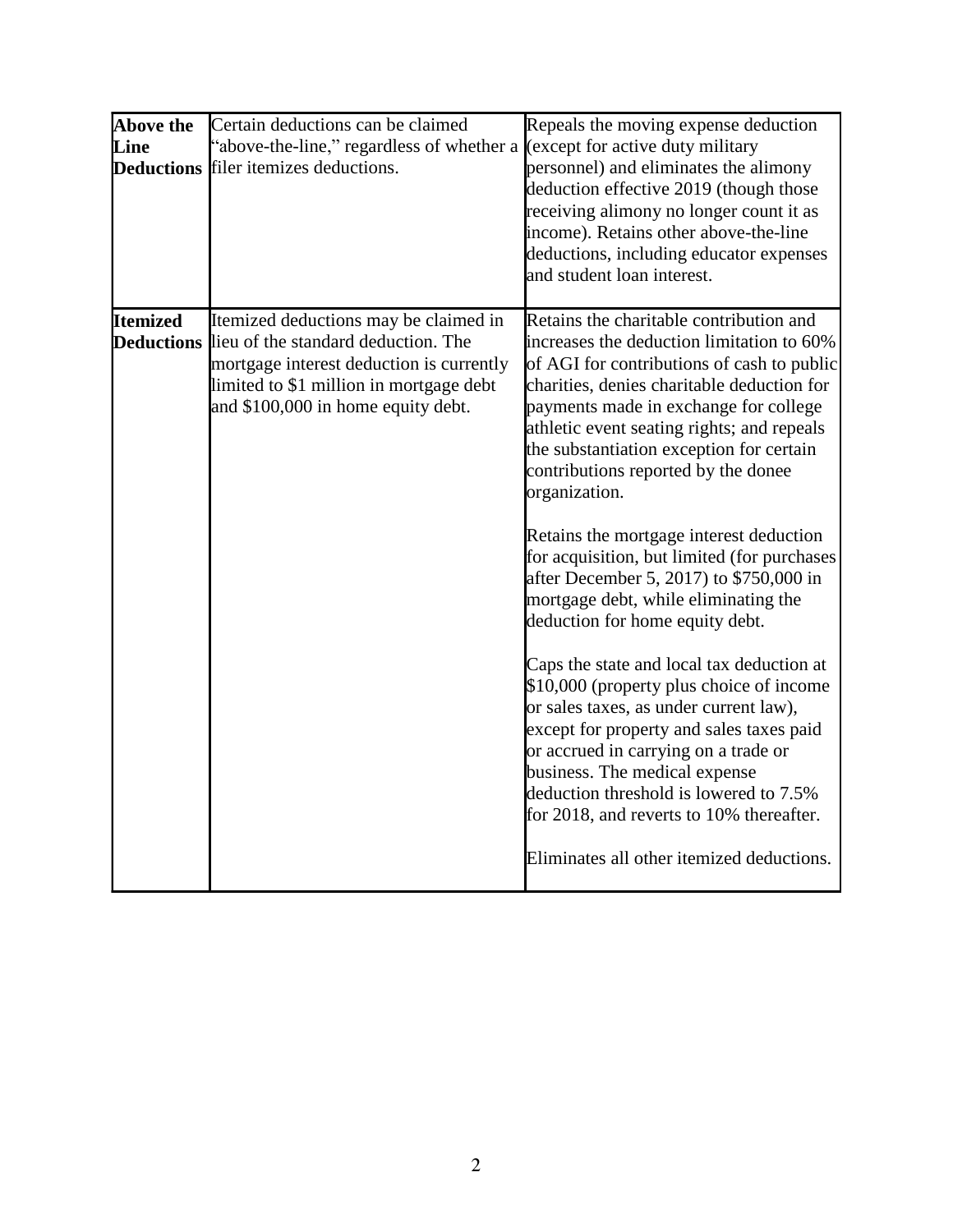| | | |
|---|---|---|
| **Above the Line Deductions** | Certain deductions can be claimed "above-the-line," regardless of whether a filer itemizes deductions. | Repeals the moving expense deduction (except for active duty military personnel) and eliminates the alimony deduction effective 2019 (though those receiving alimony no longer count it as income). Retains other above-the-line deductions, including educator expenses and student loan interest. |
| **Itemized Deductions** | Itemized deductions may be claimed in lieu of the standard deduction. The mortgage interest deduction is currently limited to $1 million in mortgage debt and $100,000 in home equity debt. | Retains the charitable contribution and increases the deduction limitation to 60% of AGI for contributions of cash to public charities, denies charitable deduction for payments made in exchange for college athletic event seating rights; and repeals the substantiation exception for certain contributions reported by the donee organization.<br><br>Retains the mortgage interest deduction for acquisition, but limited (for purchases after December 5, 2017) to $750,000 in mortgage debt, while eliminating the deduction for home equity debt.<br><br>Caps the state and local tax deduction at $10,000 (property plus choice of income or sales taxes, as under current law), except for property and sales taxes paid or accrued in carrying on a trade or business. The medical expense deduction threshold is lowered to 7.5% for 2018, and reverts to 10% thereafter.<br><br>Eliminates all other itemized deductions. |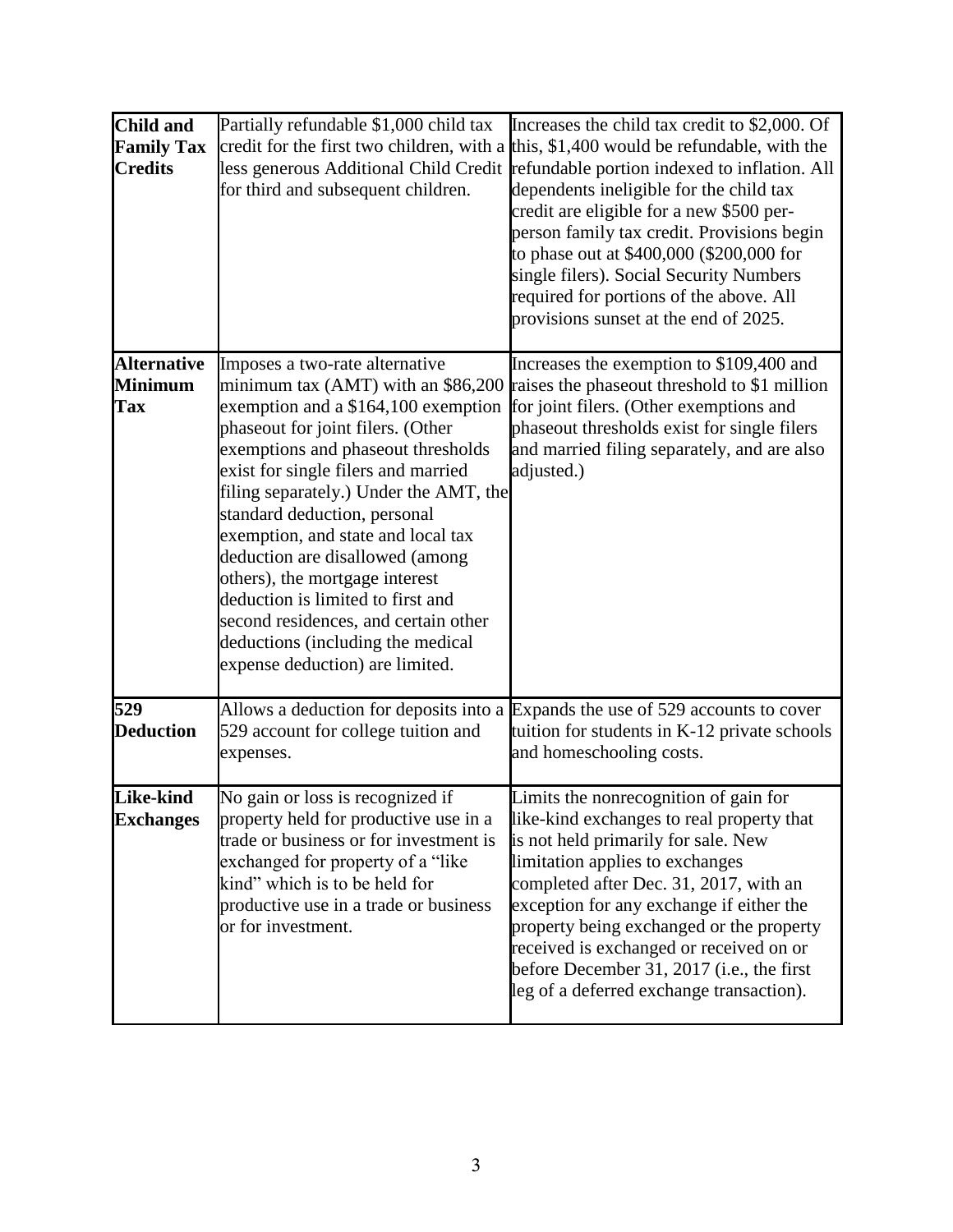| | | |
|---|---|---|
| **Child and Family Tax Credits** | Partially refundable $1,000 child tax credit for the first two children, with a less generous Additional Child Credit for third and subsequent children. | Increases the child tax credit to $2,000. Of this, $1,400 would be refundable, with the refundable portion indexed to inflation. All dependents ineligible for the child tax credit are eligible for a new $500 per-person family tax credit. Provisions begin to phase out at $400,000 ($200,000 for single filers). Social Security Numbers required for portions of the above. All provisions sunset at the end of 2025. |
| **Alternative Minimum Tax** | Imposes a two-rate alternative minimum tax (AMT) with an $86,200 exemption and a $164,100 exemption phaseout for joint filers. (Other exemptions and phaseout thresholds exist for single filers and married filing separately.) Under the AMT, the standard deduction, personal exemption, and state and local tax deduction are disallowed (among others), the mortgage interest deduction is limited to first and second residences, and certain other deductions (including the medical expense deduction) are limited. | Increases the exemption to $109,400 and raises the phaseout threshold to $1 million for joint filers. (Other exemptions and phaseout thresholds exist for single filers and married filing separately, and are also adjusted.) |
| **529 Deduction** | Allows a deduction for deposits into a 529 account for college tuition and expenses. | Expands the use of 529 accounts to cover tuition for students in K-12 private schools and homeschooling costs. |
| **Like-kind Exchanges** | No gain or loss is recognized if property held for productive use in a trade or business or for investment is exchanged for property of a "like kind" which is to be held for productive use in a trade or business or for investment. | Limits the nonrecognition of gain for like-kind exchanges to real property that is not held primarily for sale. New limitation applies to exchanges completed after Dec. 31, 2017, with an exception for any exchange if either the property being exchanged or the property received is exchanged or received on or before December 31, 2017 (i.e., the first leg of a deferred exchange transaction). |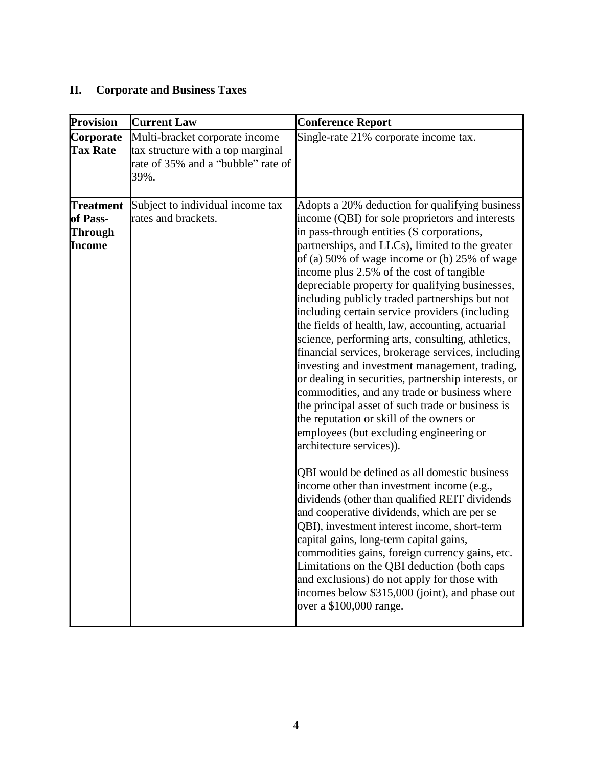## II. Corporate and Business Taxes

| Provision | Current Law | Conference Report |
|---|---|---|
| **Corporate Tax Rate** | Multi-bracket corporate income tax structure with a top marginal rate of 35% and a "bubble" rate of 39%. | Single-rate 21% corporate income tax. |
| **Treatment of Pass-Through Income** | Subject to individual income tax rates and brackets. | Adopts a 20% deduction for qualifying business income (QBI) for sole proprietors and interests in pass-through entities (S corporations, partnerships, and LLCs), limited to the greater of (a) 50% of wage income or (b) 25% of wage income plus 2.5% of the cost of tangible depreciable property for qualifying businesses, including publicly traded partnerships but not including certain service providers (including the fields of health, law, accounting, actuarial science, performing arts, consulting, athletics, financial services, brokerage services, including investing and investment management, trading, or dealing in securities, partnership interests, or commodities, and any trade or business where the principal asset of such trade or business is the reputation or skill of the owners or employees (but excluding engineering or architecture services)).<br><br>QBI would be defined as all domestic business income other than investment income (e.g., dividends (other than qualified REIT dividends and cooperative dividends, which are per se QBI), investment interest income, short-term capital gains, long-term capital gains, commodities gains, foreign currency gains, etc. Limitations on the QBI deduction (both caps and exclusions) do not apply for those with incomes below $315,000 (joint), and phase out over a $100,000 range. |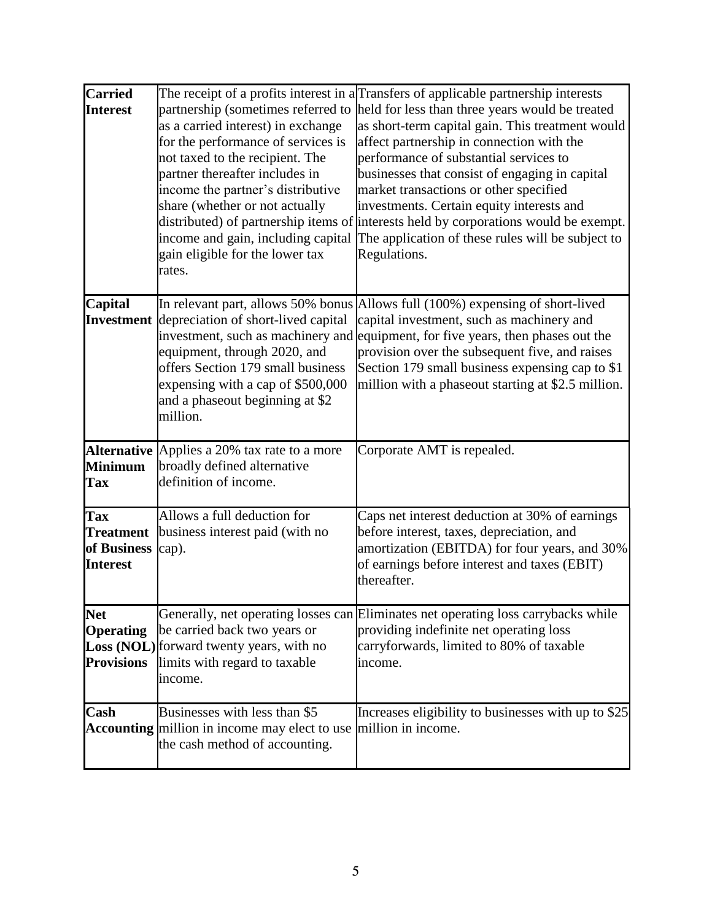| **Carried Interest** | The receipt of a profits interest in a partnership (sometimes referred to as a carried interest) in exchange for the performance of services is not taxed to the recipient. The partner thereafter includes in income the partner's distributive share (whether or not actually distributed) of partnership items of income and gain, including capital gain eligible for the lower tax rates. | Transfers of applicable partnership interests held for less than three years would be treated as short-term capital gain. This treatment would affect partnership in connection with the performance of substantial services to businesses that consist of engaging in capital market transactions or other specified investments. Certain equity interests and interests held by corporations would be exempt. The application of these rules will be subject to Regulations. |
|---|---|---|
| **Capital Investment** | In relevant part, allows 50% bonus depreciation of short-lived capital investment, such as machinery and equipment, through 2020, and offers Section 179 small business expensing with a cap of $500,000 and a phaseout beginning at $2 million. | Allows full (100%) expensing of short-lived capital investment, such as machinery and equipment, for five years, then phases out the provision over the subsequent five, and raises Section 179 small business expensing cap to $1 million with a phaseout starting at $2.5 million. |
| **Alternative Minimum Tax** | Applies a 20% tax rate to a more broadly defined alternative definition of income. | Corporate AMT is repealed. |
| **Tax Treatment of Business Interest** | Allows a full deduction for business interest paid (with no cap). | Caps net interest deduction at 30% of earnings before interest, taxes, depreciation, and amortization (EBITDA) for four years, and 30% of earnings before interest and taxes (EBIT) thereafter. |
| **Net Operating Loss (NOL) Provisions** | Generally, net operating losses can be carried back two years or forward twenty years, with no limits with regard to taxable income. | Eliminates net operating loss carrybacks while providing indefinite net operating loss carryforwards, limited to 80% of taxable income. |
| **Cash Accounting** | Businesses with less than $5 million in income may elect to use the cash method of accounting. | Increases eligibility to businesses with up to $25 million in income. |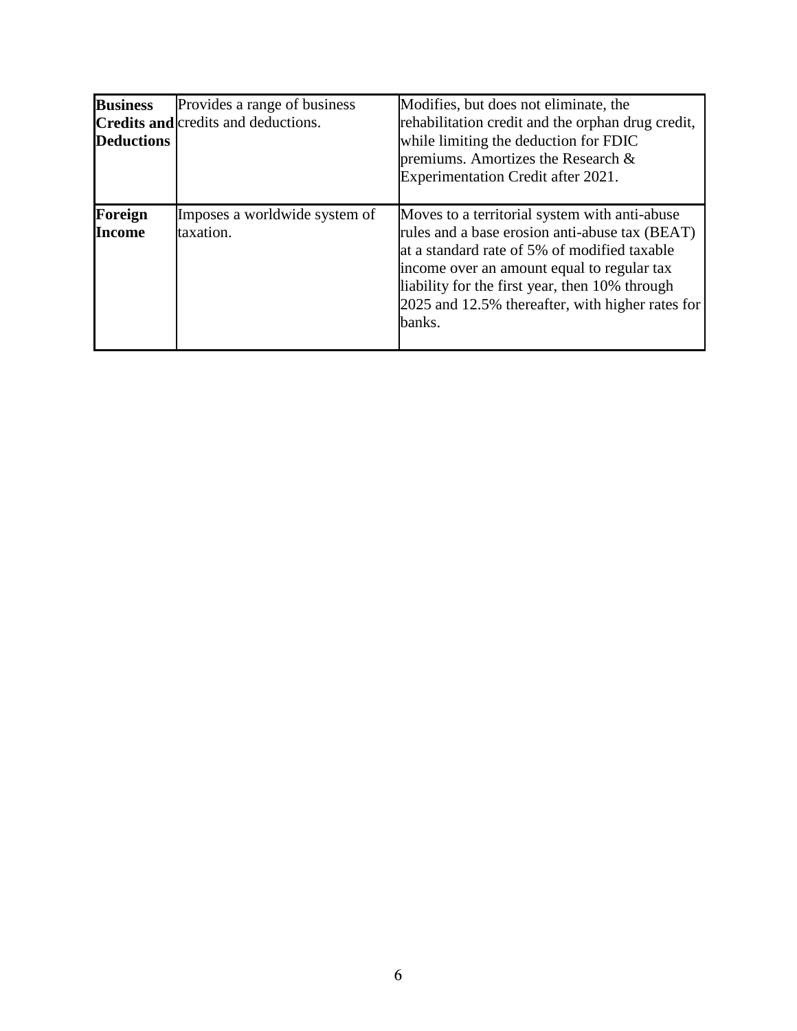| | | |
|---|---|---|
| **Business Credits and Deductions** | Provides a range of business credits and deductions. | Modifies, but does not eliminate, the rehabilitation credit and the orphan drug credit, while limiting the deduction for FDIC premiums. Amortizes the Research & Experimentation Credit after 2021. |
| **Foreign Income** | Imposes a worldwide system of taxation. | Moves to a territorial system with anti-abuse rules and a base erosion anti-abuse tax (BEAT) at a standard rate of 5% of modified taxable income over an amount equal to regular tax liability for the first year, then 10% through 2025 and 12.5% thereafter, with higher rates for banks. |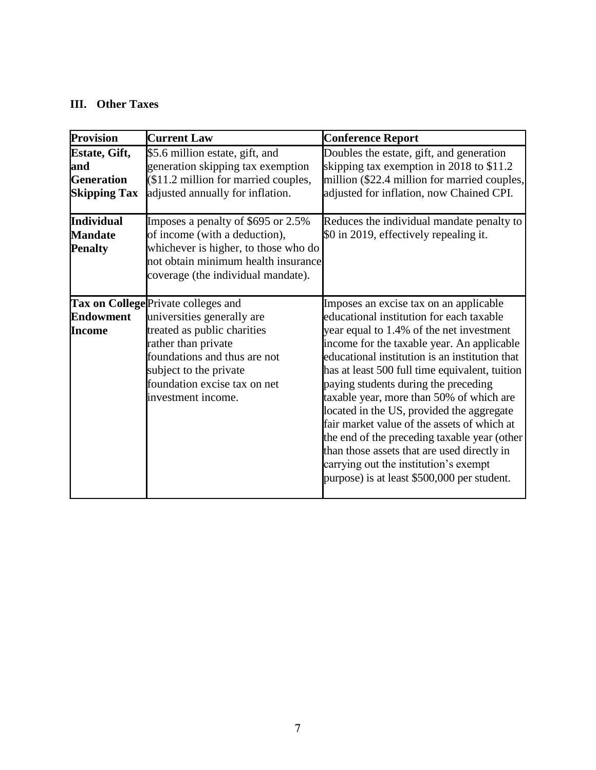## III. Other Taxes

| **Provision** | **Current Law** | **Conference Report** |
|---|---|---|
| **Estate, Gift, and Generation Skipping Tax** | $5.6 million estate, gift, and generation skipping tax exemption ($11.2 million for married couples, adjusted annually for inflation. | Doubles the estate, gift, and generation skipping tax exemption in 2018 to $11.2 million ($22.4 million for married couples, adjusted for inflation, now Chained CPI. |
| **Individual Mandate Penalty** | Imposes a penalty of $695 or 2.5% of income (with a deduction), whichever is higher, to those who do not obtain minimum health insurance coverage (the individual mandate). | Reduces the individual mandate penalty to $0 in 2019, effectively repealing it. |
| **Tax on College Endowment Income** | Private colleges and universities generally are treated as public charities rather than private foundations and thus are not subject to the private foundation excise tax on net investment income. | Imposes an excise tax on an applicable educational institution for each taxable year equal to 1.4% of the net investment income for the taxable year. An applicable educational institution is an institution that has at least 500 full time equivalent, tuition paying students during the preceding taxable year, more than 50% of which are located in the US, provided the aggregate fair market value of the assets of which at the end of the preceding taxable year (other than those assets that are used directly in carrying out the institution's exempt purpose) is at least $500,000 per student. |